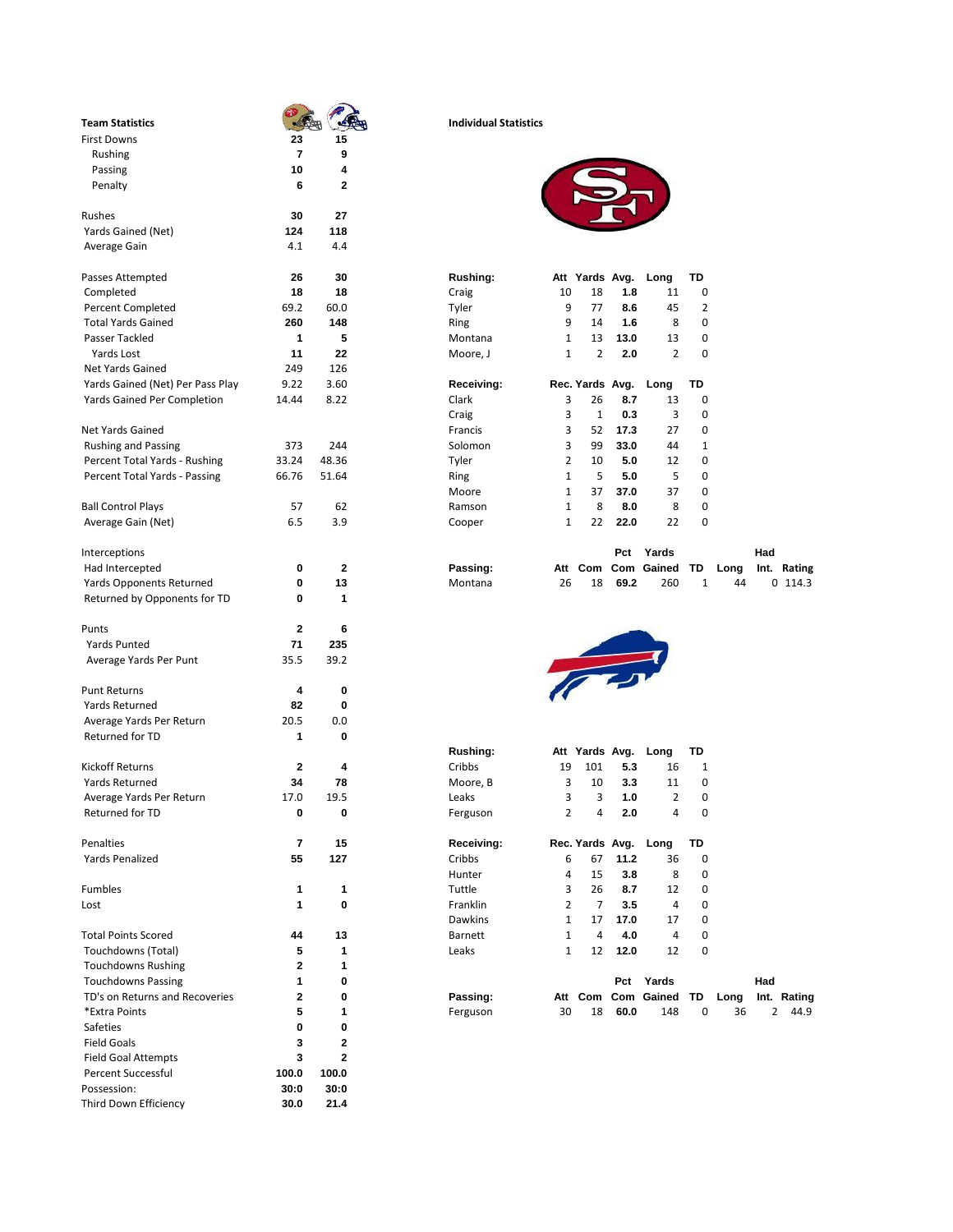## Team Statistics

| Team Statistics | 49ers | Bills |
|---|---|---|
| First Downs | 23 | 15 |
| Rushing | 7 | 9 |
| Passing | 10 | 4 |
| Penalty | 6 | 2 |
| | | |
| Rushes | 30 | 27 |
| Yards Gained (Net) | 124 | 118 |
| Average Gain | 4.1 | 4.4 |
| | | |
| Passes Attempted | 26 | 30 |
| Completed | 18 | 18 |
| Percent Completed | 69.2 | 60.0 |
| Total Yards Gained | 260 | 148 |
| Passer Tackled | 1 | 5 |
| Yards Lost | 11 | 22 |
| Net Yards Gained | 249 | 126 |
| Yards Gained (Net) Per Pass Play | 9.22 | 3.60 |
| Yards Gained Per Completion | 14.44 | 8.22 |
| | | |
| Net Yards Gained | | |
| Rushing and Passing | 373 | 244 |
| Percent Total Yards - Rushing | 33.24 | 48.36 |
| Percent Total Yards - Passing | 66.76 | 51.64 |
| | | |
| Ball Control Plays | 57 | 62 |
| Average Gain (Net) | 6.5 | 3.9 |
| | | |
| Interceptions | | |
| Had Intercepted | 0 | 2 |
| Yards Opponents Returned | 0 | 13 |
| Returned by Opponents for TD | 0 | 1 |
| | | |
| Punts | 2 | 6 |
| Yards Punted | 71 | 235 |
| Average Yards Per Punt | 35.5 | 39.2 |
| | | |
| Punt Returns | 4 | 0 |
| Yards Returned | 82 | 0 |
| Average Yards Per Return | 20.5 | 0.0 |
| Returned for TD | 1 | 0 |
| | | |
| Kickoff Returns | 2 | 4 |
| Yards Returned | 34 | 78 |
| Average Yards Per Return | 17.0 | 19.5 |
| Returned for TD | 0 | 0 |
| | | |
| Penalties | 7 | 15 |
| Yards Penalized | 55 | 127 |
| | | |
| Fumbles | 1 | 1 |
| Lost | 1 | 0 |
| | | |
| Total Points Scored | 44 | 13 |
| Touchdowns (Total) | 5 | 1 |
| Touchdowns Rushing | 2 | 1 |
| Touchdowns Passing | 1 | 0 |
| TD's on Returns and Recoveries | 2 | 0 |
| *Extra Points | 5 | 1 |
| Safeties | 0 | 0 |
| Field Goals | 3 | 2 |
| Field Goal Attempts | 3 | 2 |
| Percent Successful | 100.0 | 100.0 |
| Possession: | 30:0 | 30:0 |
| Third Down Efficiency | 30.0 | 21.4 |

## Individual Statistics

### San Francisco 49ers

| Rushing: | Att | Yards | Avg. | Long | TD |
|---|---|---|---|---|---|
| Craig | 10 | 18 | 1.8 | 11 | 0 |
| Tyler | 9 | 77 | 8.6 | 45 | 2 |
| Ring | 9 | 14 | 1.6 | 8 | 0 |
| Montana | 1 | 13 | 13.0 | 13 | 0 |
| Moore, J | 1 | 2 | 2.0 | 2 | 0 |

| Receiving: | Rec. | Yards | Avg. | Long | TD |
|---|---|---|---|---|---|
| Clark | 3 | 26 | 8.7 | 13 | 0 |
| Craig | 3 | 1 | 0.3 | 3 | 0 |
| Francis | 3 | 52 | 17.3 | 27 | 0 |
| Solomon | 3 | 99 | 33.0 | 44 | 1 |
| Tyler | 2 | 10 | 5.0 | 12 | 0 |
| Ring | 1 | 5 | 5.0 | 5 | 0 |
| Moore | 1 | 37 | 37.0 | 37 | 0 |
| Ramson | 1 | 8 | 8.0 | 8 | 0 |
| Cooper | 1 | 22 | 22.0 | 22 | 0 |

| Passing: | Att | Com | Pct Com | Yards Gained | TD | Long | Had Int. | Rating |
|---|---|---|---|---|---|---|---|---|
| Montana | 26 | 18 | 69.2 | 260 | 1 | 44 | 0 | 114.3 |

### Buffalo Bills

| Rushing: | Att | Yards | Avg. | Long | TD |
|---|---|---|---|---|---|
| Cribbs | 19 | 101 | 5.3 | 16 | 1 |
| Moore, B | 3 | 10 | 3.3 | 11 | 0 |
| Leaks | 3 | 3 | 1.0 | 2 | 0 |
| Ferguson | 2 | 4 | 2.0 | 4 | 0 |

| Receiving: | Rec. | Yards | Avg. | Long | TD |
|---|---|---|---|---|---|
| Cribbs | 6 | 67 | 11.2 | 36 | 0 |
| Hunter | 4 | 15 | 3.8 | 8 | 0 |
| Tuttle | 3 | 26 | 8.7 | 12 | 0 |
| Franklin | 2 | 7 | 3.5 | 4 | 0 |
| Dawkins | 1 | 17 | 17.0 | 17 | 0 |
| Barnett | 1 | 4 | 4.0 | 4 | 0 |
| Leaks | 1 | 12 | 12.0 | 12 | 0 |

| Passing: | Att | Com | Pct Com | Yards Gained | TD | Long | Had Int. | Rating |
|---|---|---|---|---|---|---|---|---|
| Ferguson | 30 | 18 | 60.0 | 148 | 0 | 36 | 2 | 44.9 |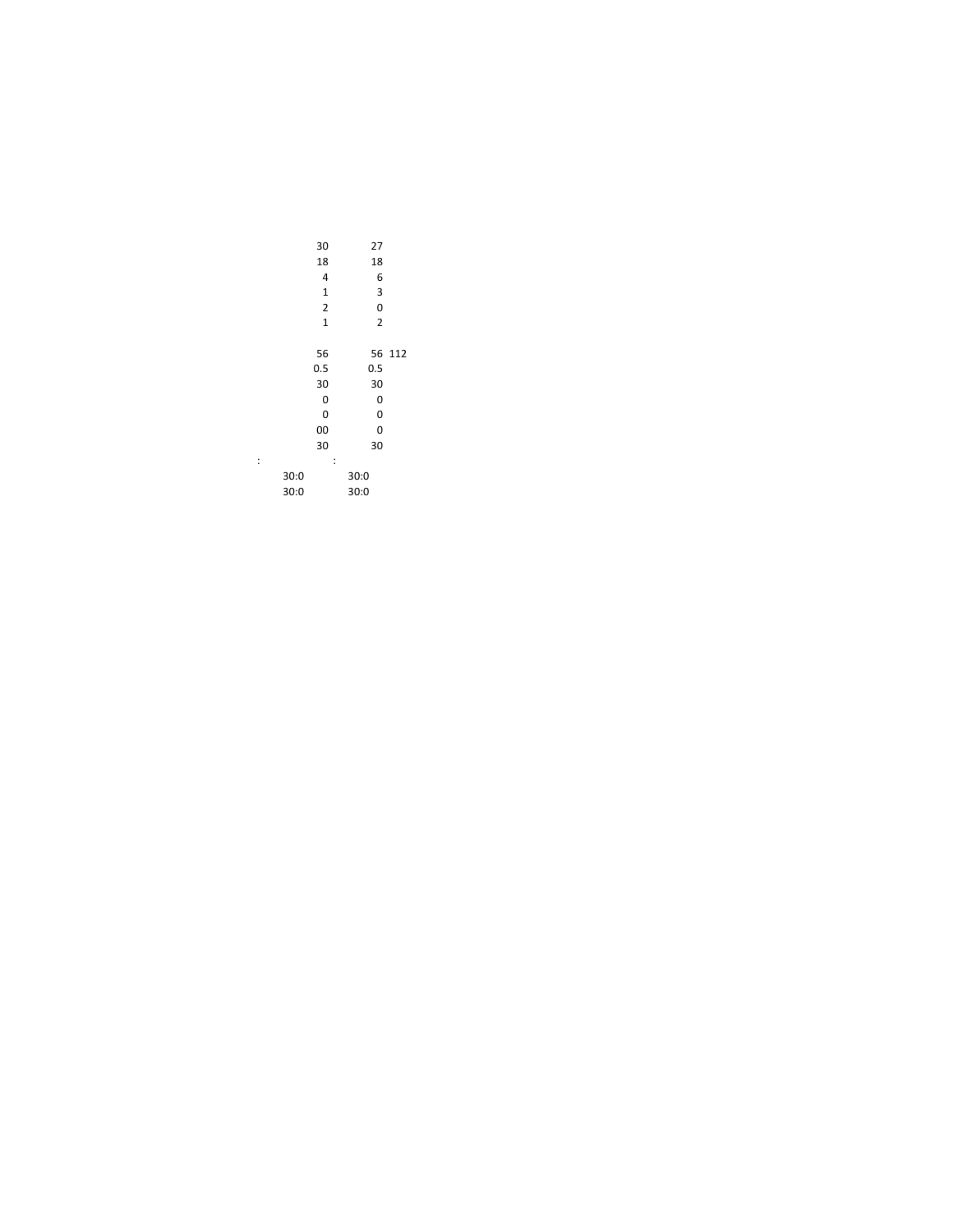| | | |
|---|---|---|
| 30 | 27 | |
| 18 | 18 | |
| 4 | 6 | |
| 1 | 3 | |
| 2 | 0 | |
| 1 | 2 | |
| | | |
| 56 | 56 | 112 |
| 0.5 | 0.5 | |
| 30 | 30 | |
| 0 | 0 | |
| 0 | 0 | |
| 00 | 0 | |
| 30 | 30 | |

| | | | |
|---|---|---|---|
| : | | : | |
| | 30:0 | | 30:0 |
| | 30:0 | | 30:0 |